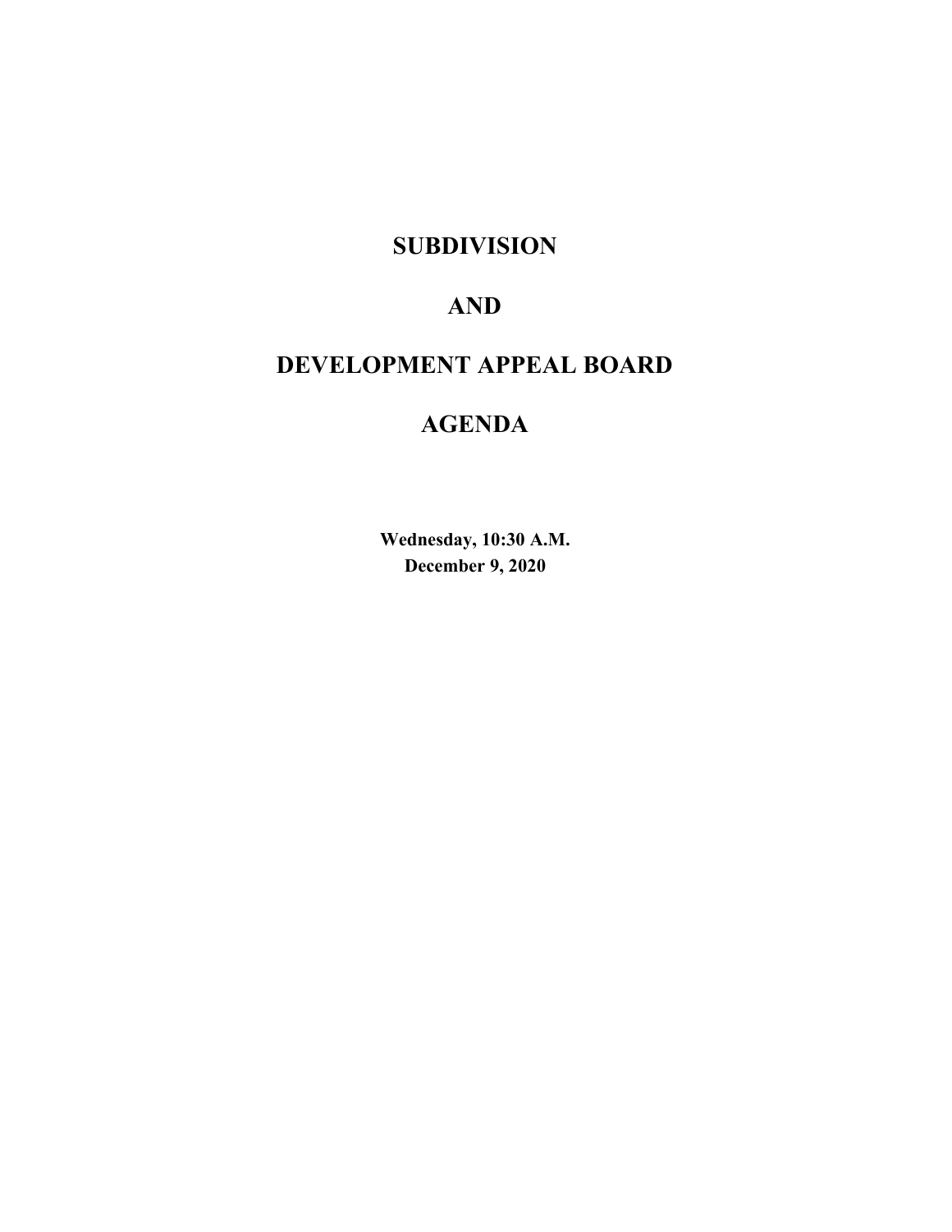# SUBDIVISION

# AND

# DEVELOPMENT APPEAL BOARD

# AGENDA

**Wednesday, 10:30 A.M.**
**December 9, 2020**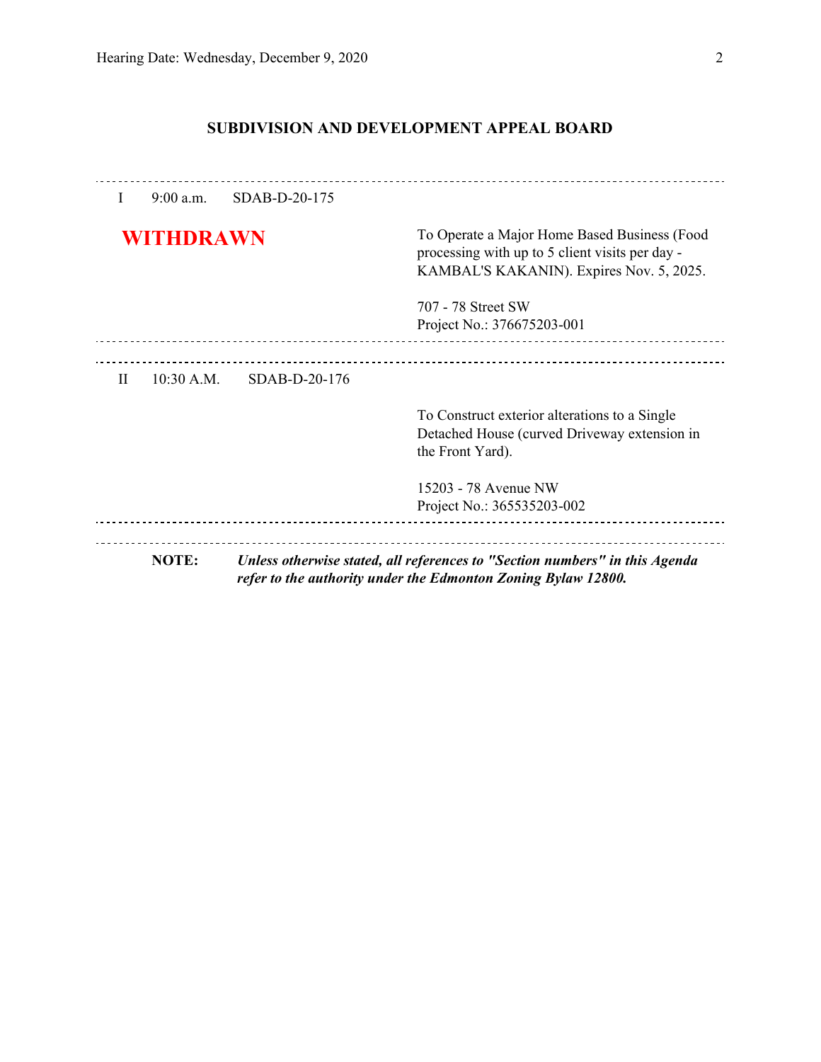## SUBDIVISION AND DEVELOPMENT APPEAL BOARD

---

I 9:00 a.m. SDAB-D-20-175

**WITHDRAWN**

To Operate a Major Home Based Business (Food processing with up to 5 client visits per day - KAMBAL'S KAKANIN). Expires Nov. 5, 2025.

707 - 78 Street SW
Project No.: 376675203-001

---

II 10:30 A.M. SDAB-D-20-176

To Construct exterior alterations to a Single Detached House (curved Driveway extension in the Front Yard).

15203 - 78 Avenue NW
Project No.: 365535203-002

---

**NOTE:** ***Unless otherwise stated, all references to "Section numbers" in this Agenda refer to the authority under the Edmonton Zoning Bylaw 12800.***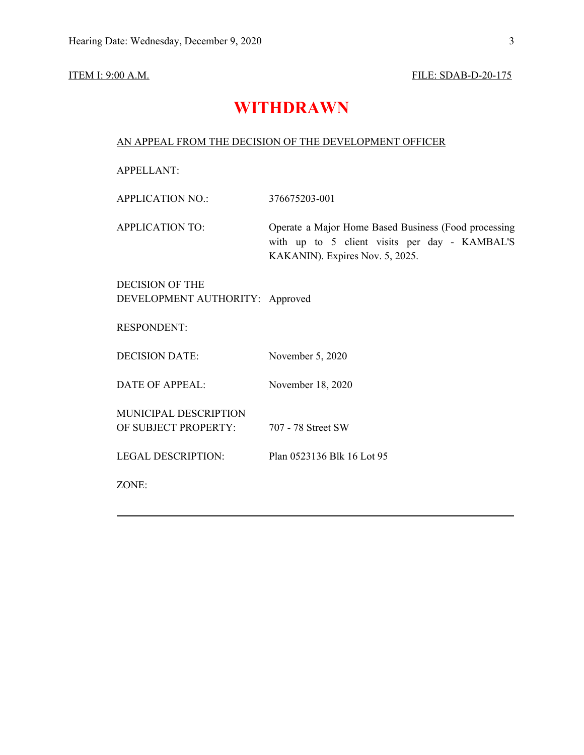ITEM I: 9:00 A.M. FILE: SDAB-D-20-175

# WITHDRAWN

AN APPEAL FROM THE DECISION OF THE DEVELOPMENT OFFICER

| | |
|---|---|
| APPELLANT: | |
| APPLICATION NO.: | 376675203-001 |
| APPLICATION TO: | Operate a Major Home Based Business (Food processing with up to 5 client visits per day - KAMBAL'S KAKANIN). Expires Nov. 5, 2025. |
| DECISION OF THE DEVELOPMENT AUTHORITY: | Approved |
| RESPONDENT: | |
| DECISION DATE: | November 5, 2020 |
| DATE OF APPEAL: | November 18, 2020 |
| MUNICIPAL DESCRIPTION OF SUBJECT PROPERTY: | 707 - 78 Street SW |
| LEGAL DESCRIPTION: | Plan 0523136 Blk 16 Lot 95 |
| ZONE: | |

---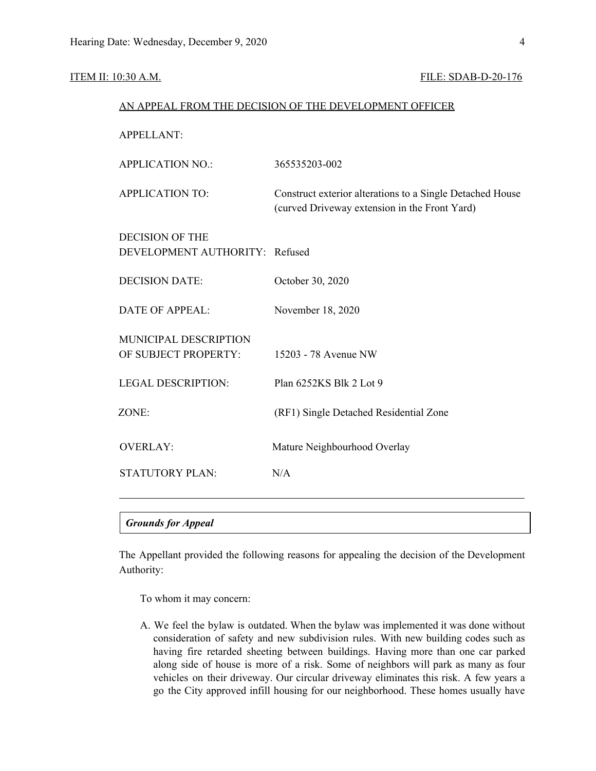ITEM II: 10:30 A.M. FILE: SDAB-D-20-176

AN APPEAL FROM THE DECISION OF THE DEVELOPMENT OFFICER

| | |
|---|---|
| APPELLANT: | |
| APPLICATION NO.: | 365535203-002 |
| APPLICATION TO: | Construct exterior alterations to a Single Detached House (curved Driveway extension in the Front Yard) |
| DECISION OF THE DEVELOPMENT AUTHORITY: | Refused |
| DECISION DATE: | October 30, 2020 |
| DATE OF APPEAL: | November 18, 2020 |
| MUNICIPAL DESCRIPTION OF SUBJECT PROPERTY: | 15203 - 78 Avenue NW |
| LEGAL DESCRIPTION: | Plan 6252KS Blk 2 Lot 9 |
| ZONE: | (RF1) Single Detached Residential Zone |
| OVERLAY: | Mature Neighbourhood Overlay |
| STATUTORY PLAN: | N/A |

---

***Grounds for Appeal***

The Appellant provided the following reasons for appealing the decision of the Development Authority:

To whom it may concern:

A. We feel the bylaw is outdated. When the bylaw was implemented it was done without consideration of safety and new subdivision rules. With new building codes such as having fire retarded sheeting between buildings. Having more than one car parked along side of house is more of a risk. Some of neighbors will park as many as four vehicles on their driveway. Our circular driveway eliminates this risk. A few years a go the City approved infill housing for our neighborhood. These homes usually have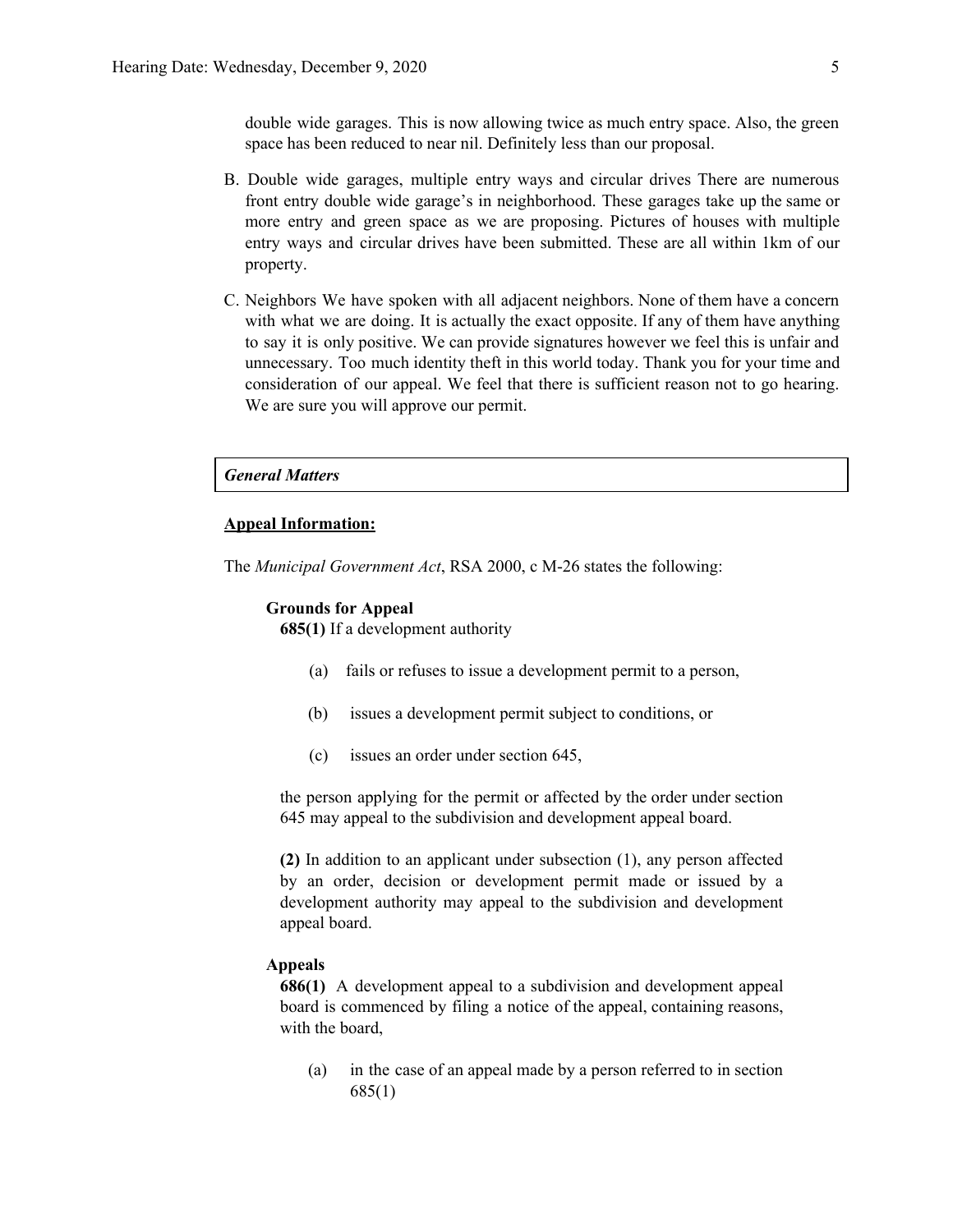double wide garages. This is now allowing twice as much entry space. Also, the green space has been reduced to near nil. Definitely less than our proposal.

B. Double wide garages, multiple entry ways and circular drives There are numerous front entry double wide garage's in neighborhood. These garages take up the same or more entry and green space as we are proposing. Pictures of houses with multiple entry ways and circular drives have been submitted. These are all within 1km of our property.

C. Neighbors We have spoken with all adjacent neighbors. None of them have a concern with what we are doing. It is actually the exact opposite. If any of them have anything to say it is only positive. We can provide signatures however we feel this is unfair and unnecessary. Too much identity theft in this world today. Thank you for your time and consideration of our appeal. We feel that there is sufficient reason not to go hearing. We are sure you will approve our permit.

***General Matters***

**Appeal Information:**

The *Municipal Government Act*, RSA 2000, c M-26 states the following:

**Grounds for Appeal**

**685(1)** If a development authority

(a) fails or refuses to issue a development permit to a person,

(b) issues a development permit subject to conditions, or

(c) issues an order under section 645,

the person applying for the permit or affected by the order under section 645 may appeal to the subdivision and development appeal board.

**(2)** In addition to an applicant under subsection (1), any person affected by an order, decision or development permit made or issued by a development authority may appeal to the subdivision and development appeal board.

**Appeals**

**686(1)** A development appeal to a subdivision and development appeal board is commenced by filing a notice of the appeal, containing reasons, with the board,

(a) in the case of an appeal made by a person referred to in section 685(1)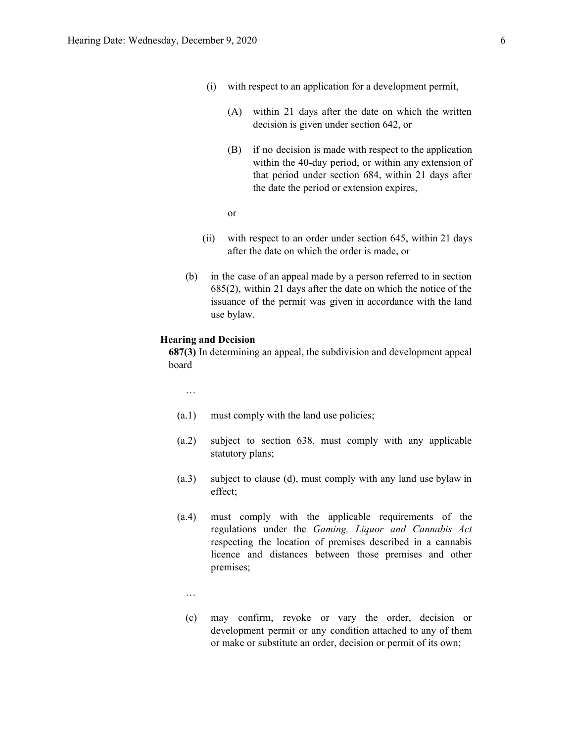(i) with respect to an application for a development permit,

(A) within 21 days after the date on which the written decision is given under section 642, or

(B) if no decision is made with respect to the application within the 40-day period, or within any extension of that period under section 684, within 21 days after the date the period or extension expires,

or

(ii) with respect to an order under section 645, within 21 days after the date on which the order is made, or

(b) in the case of an appeal made by a person referred to in section 685(2), within 21 days after the date on which the notice of the issuance of the permit was given in accordance with the land use bylaw.

**Hearing and Decision**

**687(3)** In determining an appeal, the subdivision and development appeal board

…

(a.1) must comply with the land use policies;

(a.2) subject to section 638, must comply with any applicable statutory plans;

(a.3) subject to clause (d), must comply with any land use bylaw in effect;

(a.4) must comply with the applicable requirements of the regulations under the *Gaming, Liquor and Cannabis Act* respecting the location of premises described in a cannabis licence and distances between those premises and other premises;

…

(c) may confirm, revoke or vary the order, decision or development permit or any condition attached to any of them or make or substitute an order, decision or permit of its own;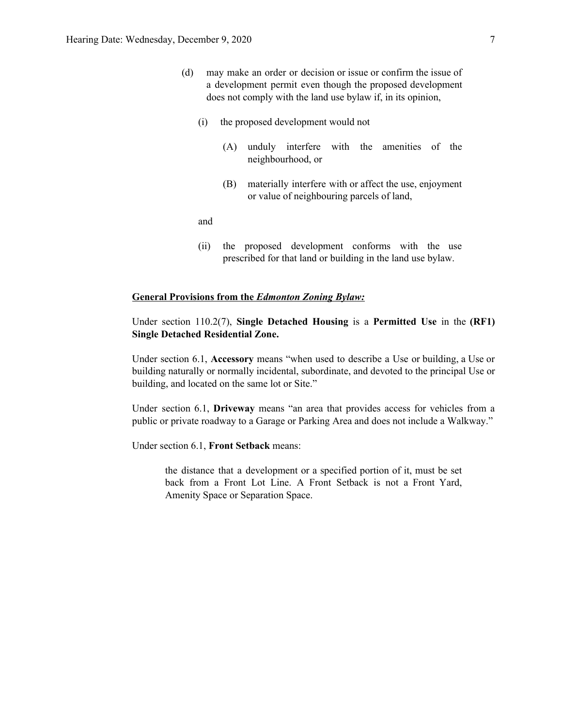(d) may make an order or decision or issue or confirm the issue of a development permit even though the proposed development does not comply with the land use bylaw if, in its opinion,

(i) the proposed development would not

(A) unduly interfere with the amenities of the neighbourhood, or

(B) materially interfere with or affect the use, enjoyment or value of neighbouring parcels of land,

and

(ii) the proposed development conforms with the use prescribed for that land or building in the land use bylaw.

**<u>General Provisions from the *Edmonton Zoning Bylaw:*</u>**

Under section 110.2(7), **Single Detached Housing** is a **Permitted Use** in the **(RF1) Single Detached Residential Zone.**

Under section 6.1, **Accessory** means "when used to describe a Use or building, a Use or building naturally or normally incidental, subordinate, and devoted to the principal Use or building, and located on the same lot or Site."

Under section 6.1, **Driveway** means "an area that provides access for vehicles from a public or private roadway to a Garage or Parking Area and does not include a Walkway."

Under section 6.1, **Front Setback** means:

> the distance that a development or a specified portion of it, must be set back from a Front Lot Line. A Front Setback is not a Front Yard, Amenity Space or Separation Space.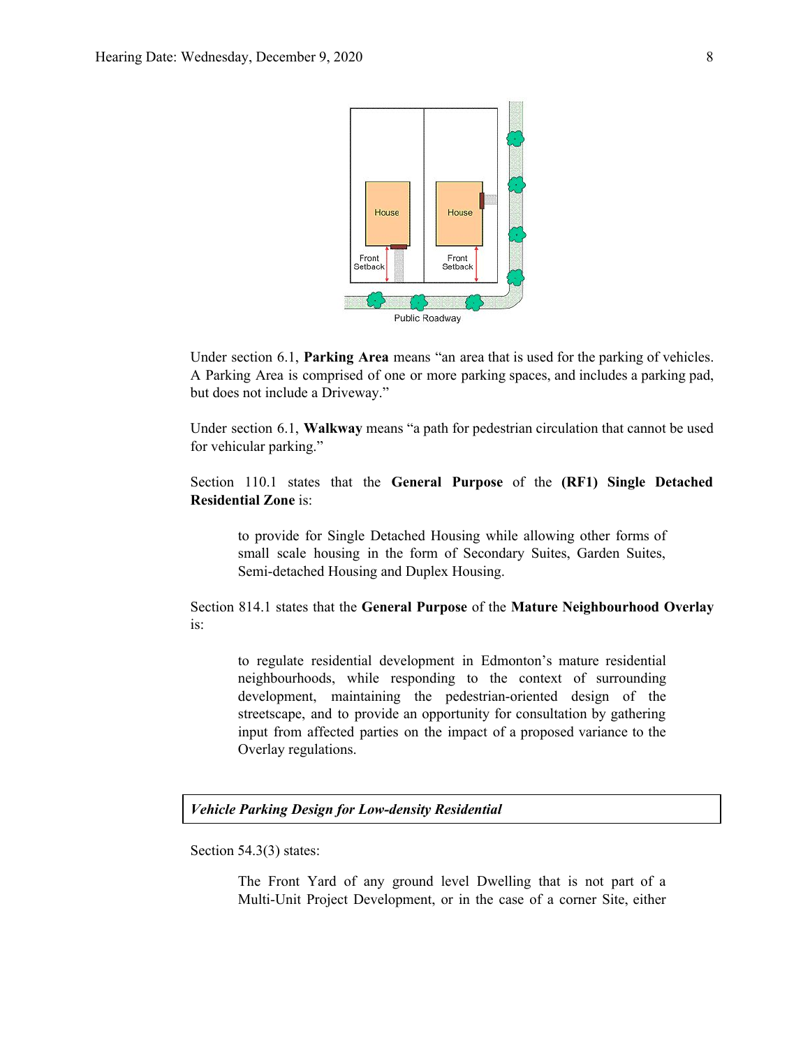Under section 6.1, **Parking Area** means "an area that is used for the parking of vehicles. A Parking Area is comprised of one or more parking spaces, and includes a parking pad, but does not include a Driveway."

Under section 6.1, **Walkway** means "a path for pedestrian circulation that cannot be used for vehicular parking."

Section 110.1 states that the **General Purpose** of the **(RF1) Single Detached Residential Zone** is:

> to provide for Single Detached Housing while allowing other forms of small scale housing in the form of Secondary Suites, Garden Suites, Semi-detached Housing and Duplex Housing.

Section 814.1 states that the **General Purpose** of the **Mature Neighbourhood Overlay** is:

> to regulate residential development in Edmonton's mature residential neighbourhoods, while responding to the context of surrounding development, maintaining the pedestrian-oriented design of the streetscape, and to provide an opportunity for consultation by gathering input from affected parties on the impact of a proposed variance to the Overlay regulations.

***Vehicle Parking Design for Low-density Residential***

Section 54.3(3) states:

> The Front Yard of any ground level Dwelling that is not part of a Multi-Unit Project Development, or in the case of a corner Site, either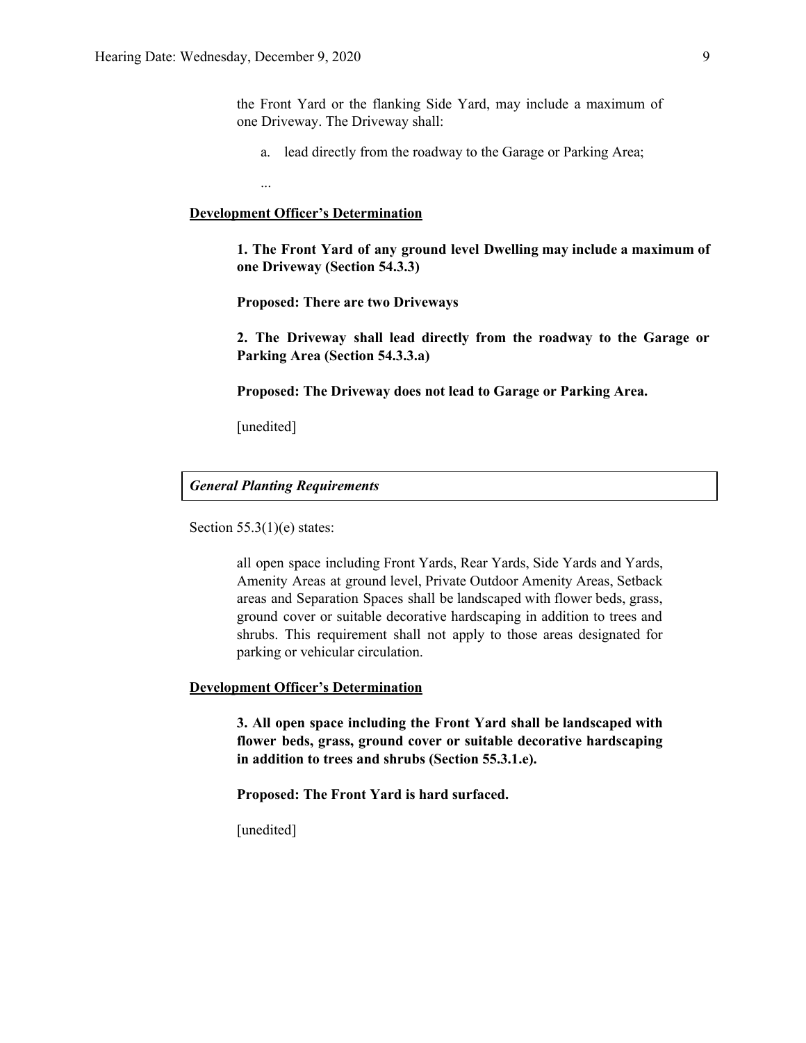the Front Yard or the flanking Side Yard, may include a maximum of one Driveway. The Driveway shall:

a. lead directly from the roadway to the Garage or Parking Area;

...

**Development Officer's Determination**

**1. The Front Yard of any ground level Dwelling may include a maximum of one Driveway (Section 54.3.3)**

**Proposed: There are two Driveways**

**2. The Driveway shall lead directly from the roadway to the Garage or Parking Area (Section 54.3.3.a)**

**Proposed: The Driveway does not lead to Garage or Parking Area.**

[unedited]

***General Planting Requirements***

Section 55.3(1)(e) states:

all open space including Front Yards, Rear Yards, Side Yards and Yards, Amenity Areas at ground level, Private Outdoor Amenity Areas, Setback areas and Separation Spaces shall be landscaped with flower beds, grass, ground cover or suitable decorative hardscaping in addition to trees and shrubs. This requirement shall not apply to those areas designated for parking or vehicular circulation.

**Development Officer's Determination**

**3. All open space including the Front Yard shall be landscaped with flower beds, grass, ground cover or suitable decorative hardscaping in addition to trees and shrubs (Section 55.3.1.e).**

**Proposed: The Front Yard is hard surfaced.**

[unedited]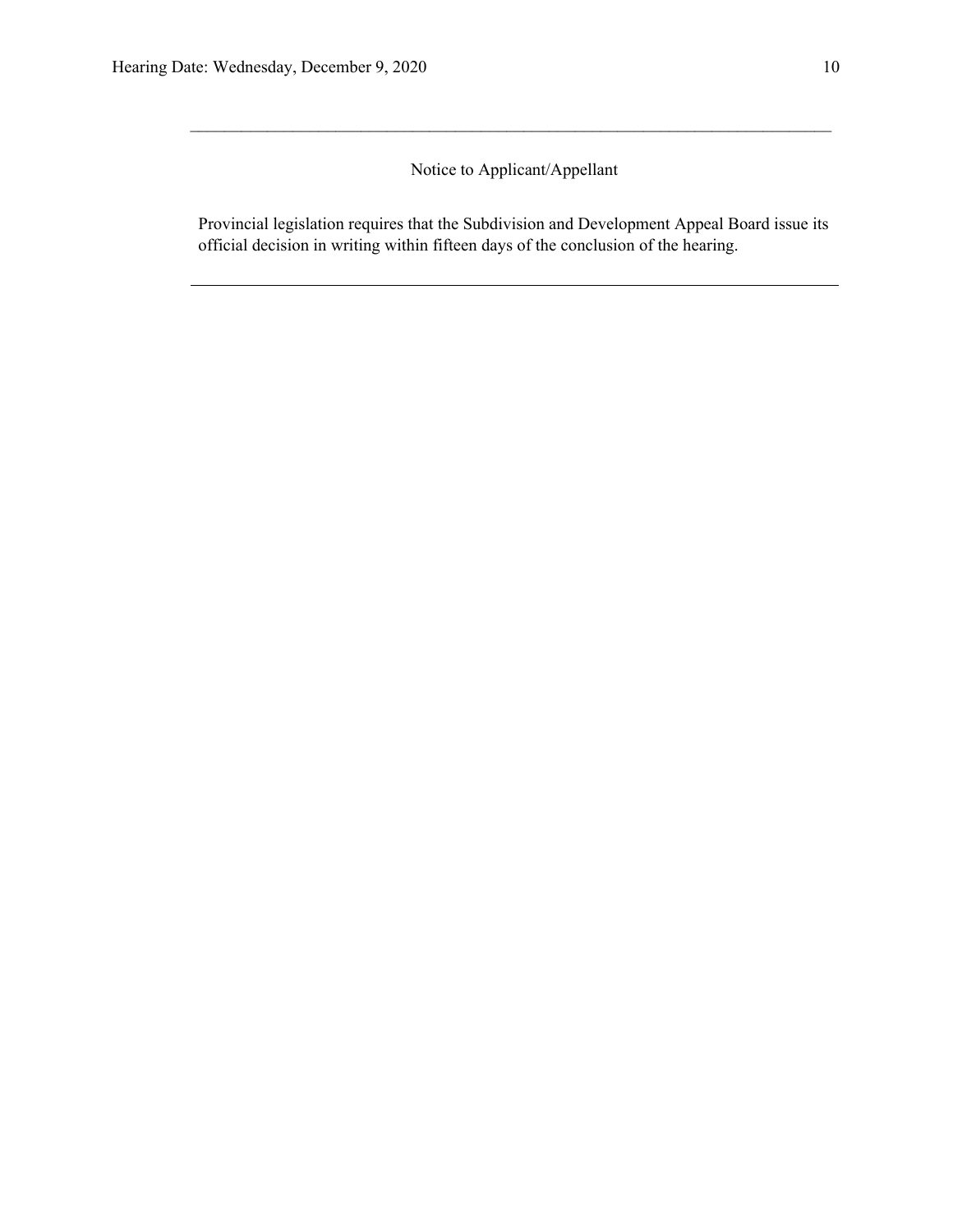---

Notice to Applicant/Appellant

Provincial legislation requires that the Subdivision and Development Appeal Board issue its official decision in writing within fifteen days of the conclusion of the hearing.

---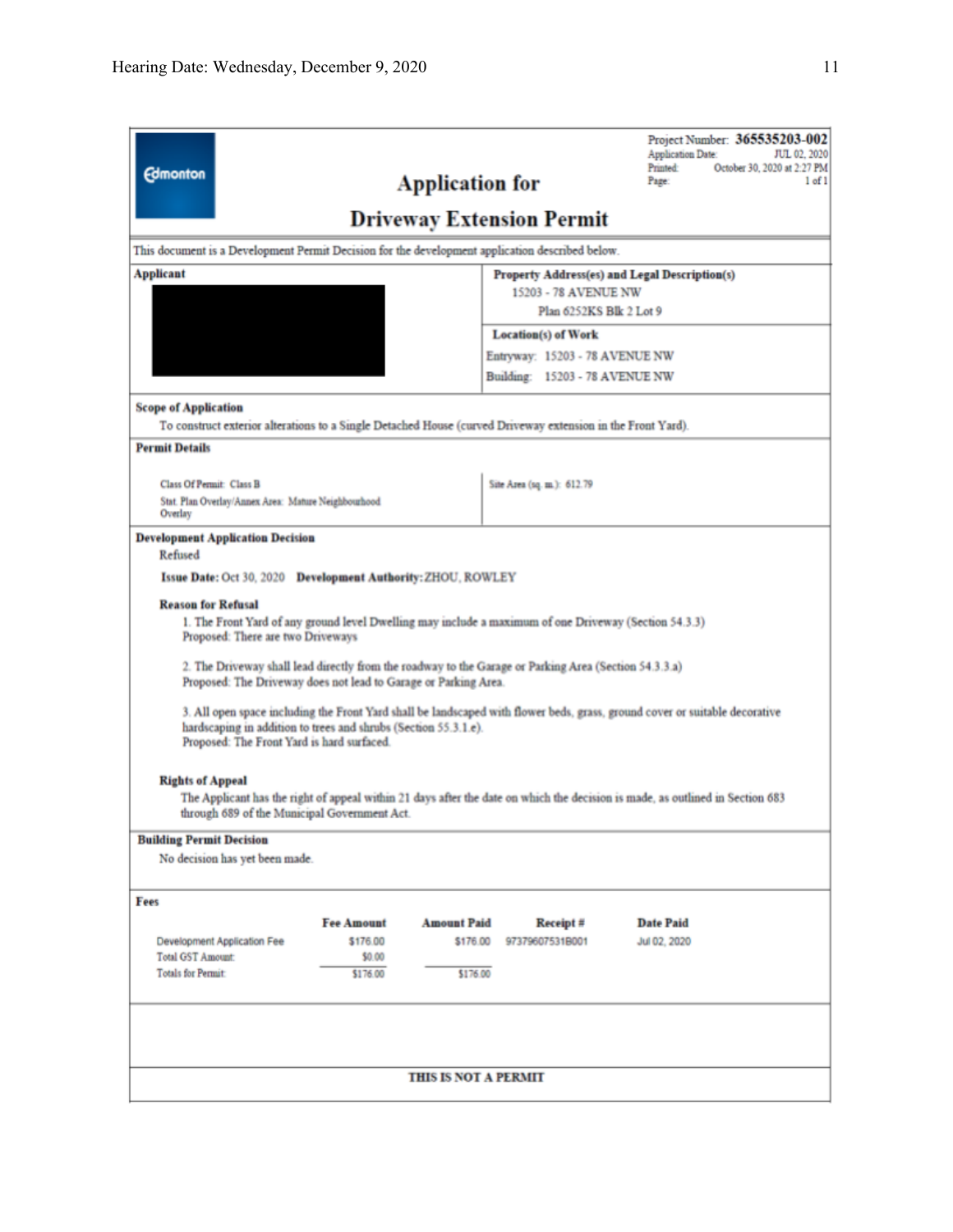Project Number: **365535203-002**
Application Date: JUL 02, 2020
Printed: October 30, 2020 at 2:27 PM
Page: 1 of 1

Edmonton

# Application for
# Driveway Extension Permit

This document is a Development Permit Decision for the development application described below.

**Applicant**

**Property Address(es) and Legal Description(s)**
15203 - 78 AVENUE NW
Plan 6252KS Blk 2 Lot 9

**Location(s) of Work**
Entryway: 15203 - 78 AVENUE NW
Building: 15203 - 78 AVENUE NW

**Scope of Application**
To construct exterior alterations to a Single Detached House (curved Driveway extension in the Front Yard).

**Permit Details**

Class Of Permit: Class B
Stat. Plan Overlay/Annex Area: Mature Neighbourhood Overlay

Site Area (sq. m.): 612.79

**Development Application Decision**
Refused

**Issue Date:** Oct 30, 2020 **Development Authority:** ZHOU, ROWLEY

**Reason for Refusal**

1. The Front Yard of any ground level Dwelling may include a maximum of one Driveway (Section 54.3.3)
Proposed: There are two Driveways

2. The Driveway shall lead directly from the roadway to the Garage or Parking Area (Section 54.3.3.a)
Proposed: The Driveway does not lead to Garage or Parking Area.

3. All open space including the Front Yard shall be landscaped with flower beds, grass, ground cover or suitable decorative hardscaping in addition to trees and shrubs (Section 55.3.1.e).
Proposed: The Front Yard is hard surfaced.

**Rights of Appeal**
The Applicant has the right of appeal within 21 days after the date on which the decision is made, as outlined in Section 683 through 689 of the Municipal Government Act.

**Building Permit Decision**
No decision has yet been made.

**Fees**

| | Fee Amount | Amount Paid | Receipt # | Date Paid |
|---|---|---|---|---|
| Development Application Fee | $176.00 | $176.00 | 97379607531B001 | Jul 02, 2020 |
| Total GST Amount: | $0.00 | | | |
| Totals for Permit: | $176.00 | $176.00 | | |

**THIS IS NOT A PERMIT**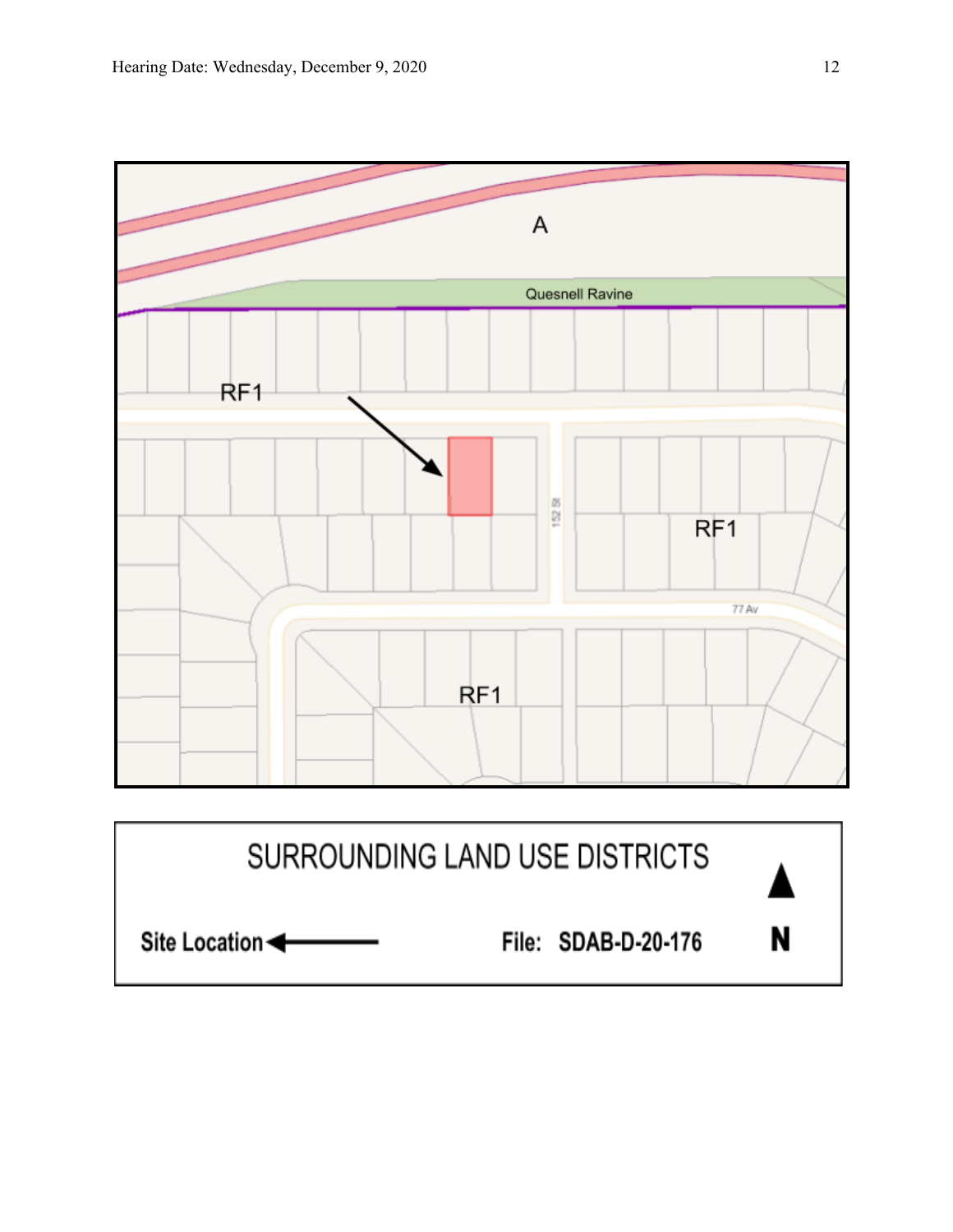A

Quesnell Ravine

RF1

152 St

RF1

77 Av

RF1

SURROUNDING LAND USE DISTRICTS

Site Location

File: SDAB-D-20-176

N